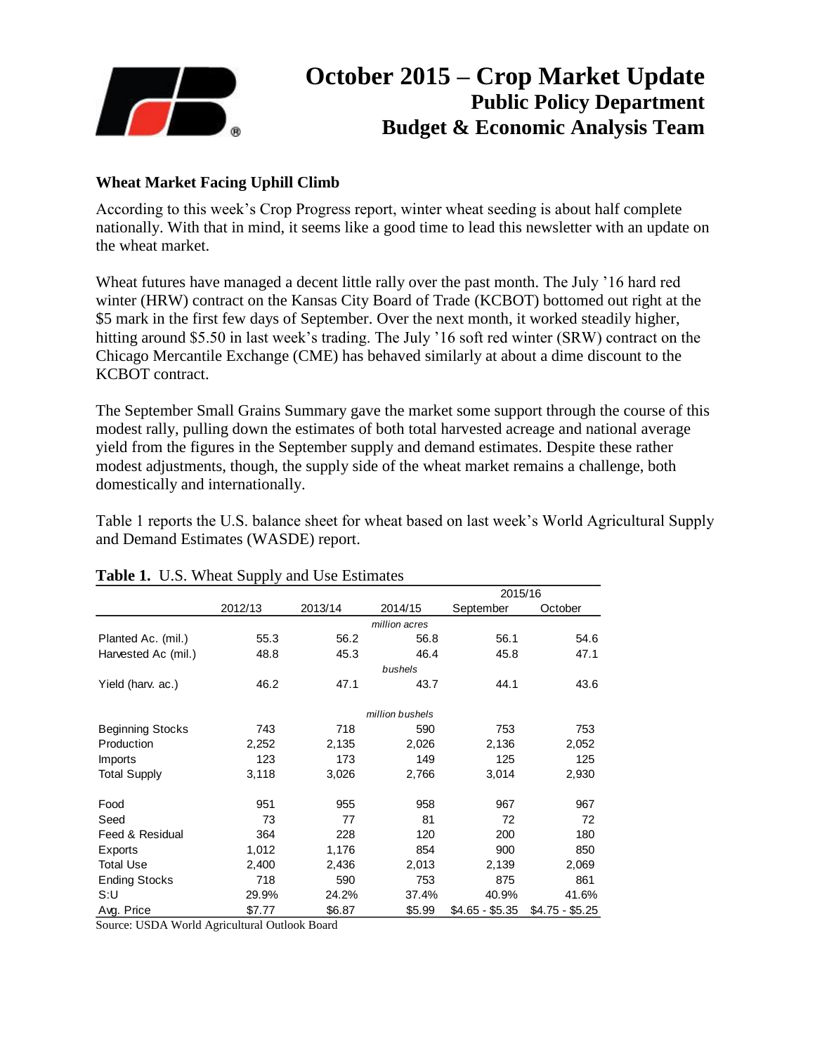# October 2015 – Crop Market Update
## Public Policy Department
## Budget & Economic Analysis Team

### Wheat Market Facing Uphill Climb

According to this week's Crop Progress report, winter wheat seeding is about half complete nationally. With that in mind, it seems like a good time to lead this newsletter with an update on the wheat market.

Wheat futures have managed a decent little rally over the past month. The July '16 hard red winter (HRW) contract on the Kansas City Board of Trade (KCBOT) bottomed out right at the $5 mark in the first few days of September. Over the next month, it worked steadily higher, hitting around $5.50 in last week's trading. The July '16 soft red winter (SRW) contract on the Chicago Mercantile Exchange (CME) has behaved similarly at about a dime discount to the KCBOT contract.

The September Small Grains Summary gave the market some support through the course of this modest rally, pulling down the estimates of both total harvested acreage and national average yield from the figures in the September supply and demand estimates. Despite these rather modest adjustments, though, the supply side of the wheat market remains a challenge, both domestically and internationally.

Table 1 reports the U.S. balance sheet for wheat based on last week's World Agricultural Supply and Demand Estimates (WASDE) report.

**Table 1.** U.S. Wheat Supply and Use Estimates

| | 2012/13 | 2013/14 | 2014/15 | 2015/16 September | 2015/16 October |
|---|---|---|---|---|---|
| | | | *million acres* | | |
| Planted Ac. (mil.) | 55.3 | 56.2 | 56.8 | 56.1 | 54.6 |
| Harvested Ac (mil.) | 48.8 | 45.3 | 46.4 | 45.8 | 47.1 |
| | | | *bushels* | | |
| Yield (harv. ac.) | 46.2 | 47.1 | 43.7 | 44.1 | 43.6 |
| | | | *million bushels* | | |
| Beginning Stocks | 743 | 718 | 590 | 753 | 753 |
| Production | 2,252 | 2,135 | 2,026 | 2,136 | 2,052 |
| Imports | 123 | 173 | 149 | 125 | 125 |
| Total Supply | 3,118 | 3,026 | 2,766 | 3,014 | 2,930 |
| Food | 951 | 955 | 958 | 967 | 967 |
| Seed | 73 | 77 | 81 | 72 | 72 |
| Feed & Residual | 364 | 228 | 120 | 200 | 180 |
| Exports | 1,012 | 1,176 | 854 | 900 | 850 |
| Total Use | 2,400 | 2,436 | 2,013 | 2,139 | 2,069 |
| Ending Stocks | 718 | 590 | 753 | 875 | 861 |
| S:U | 29.9% | 24.2% | 37.4% | 40.9% | 41.6% |
| Avg. Price | $7.77 | $6.87 | $5.99 | $4.65 - $5.35 | $4.75 - $5.25 |

Source: USDA World Agricultural Outlook Board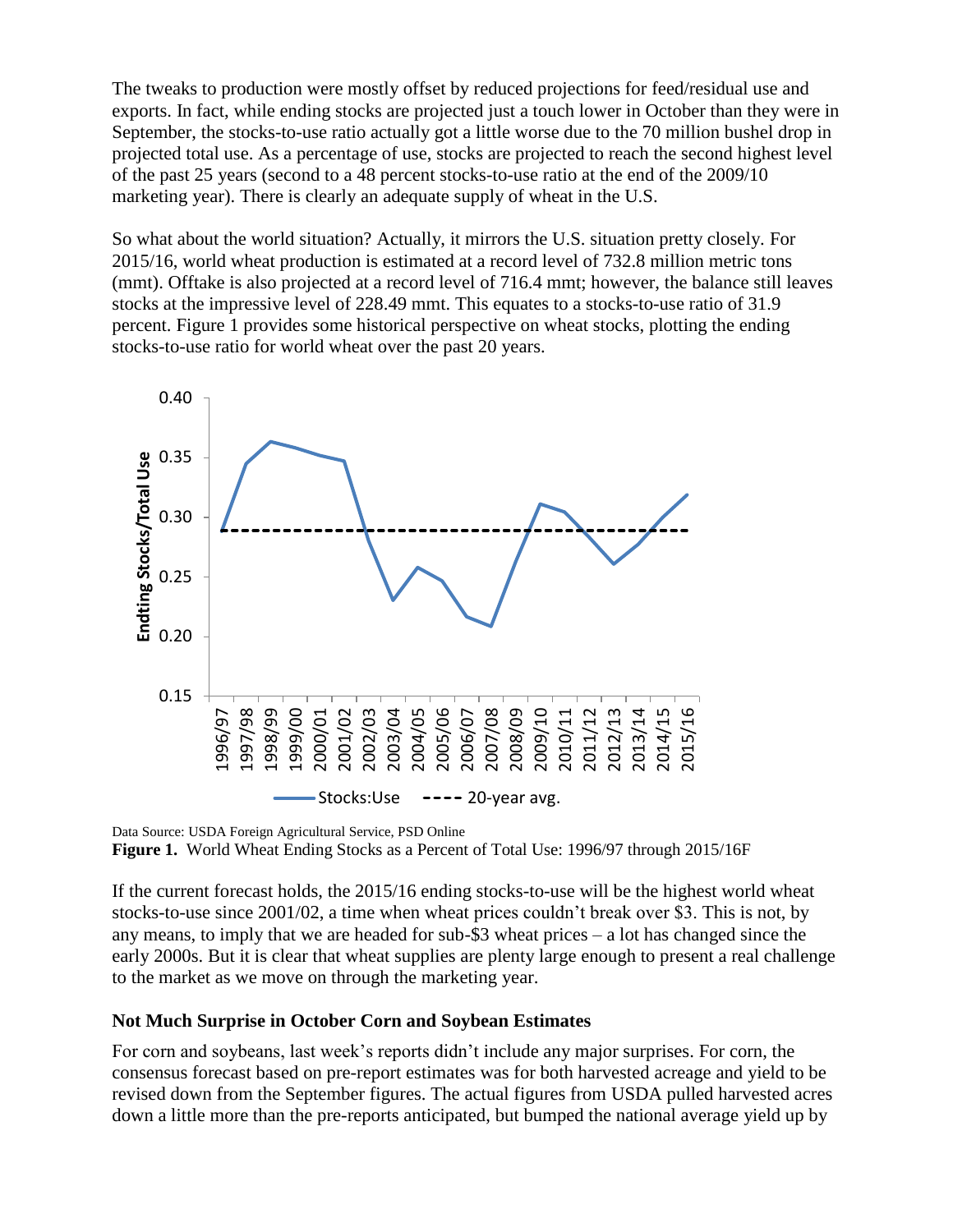The tweaks to production were mostly offset by reduced projections for feed/residual use and exports. In fact, while ending stocks are projected just a touch lower in October than they were in September, the stocks-to-use ratio actually got a little worse due to the 70 million bushel drop in projected total use. As a percentage of use, stocks are projected to reach the second highest level of the past 25 years (second to a 48 percent stocks-to-use ratio at the end of the 2009/10 marketing year). There is clearly an adequate supply of wheat in the U.S.

So what about the world situation? Actually, it mirrors the U.S. situation pretty closely. For 2015/16, world wheat production is estimated at a record level of 732.8 million metric tons (mmt). Offtake is also projected at a record level of 716.4 mmt; however, the balance still leaves stocks at the impressive level of 228.49 mmt. This equates to a stocks-to-use ratio of 31.9 percent. Figure 1 provides some historical perspective on wheat stocks, plotting the ending stocks-to-use ratio for world wheat over the past 20 years.

Data Source: USDA Foreign Agricultural Service, PSD Online

**Figure 1.** World Wheat Ending Stocks as a Percent of Total Use: 1996/97 through 2015/16F

If the current forecast holds, the 2015/16 ending stocks-to-use will be the highest world wheat stocks-to-use since 2001/02, a time when wheat prices couldn't break over $3. This is not, by any means, to imply that we are headed for sub-$3 wheat prices – a lot has changed since the early 2000s. But it is clear that wheat supplies are plenty large enough to present a real challenge to the market as we move on through the marketing year.

### Not Much Surprise in October Corn and Soybean Estimates

For corn and soybeans, last week's reports didn't include any major surprises. For corn, the consensus forecast based on pre-report estimates was for both harvested acreage and yield to be revised down from the September figures. The actual figures from USDA pulled harvested acres down a little more than the pre-reports anticipated, but bumped the national average yield up by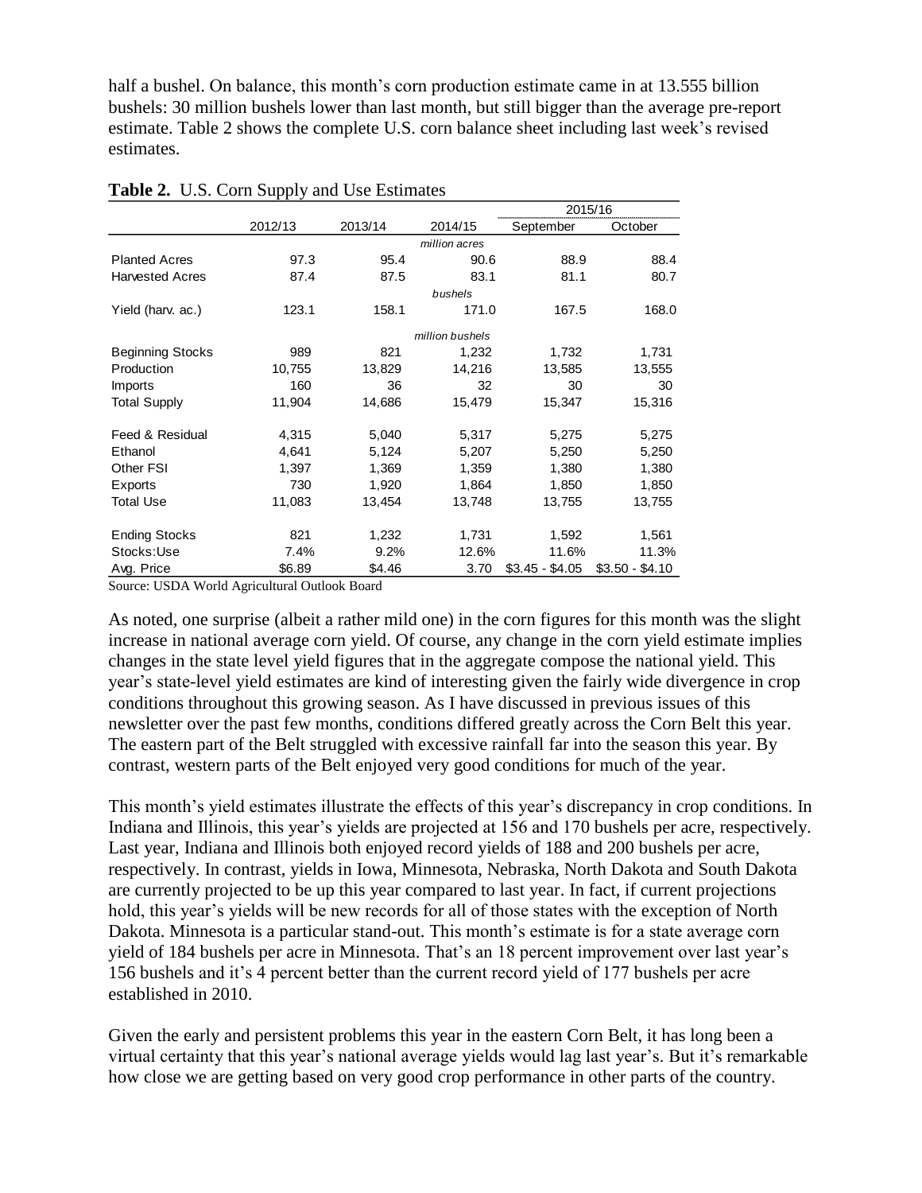half a bushel. On balance, this month's corn production estimate came in at 13.555 billion bushels: 30 million bushels lower than last month, but still bigger than the average pre-report estimate. Table 2 shows the complete U.S. corn balance sheet including last week's revised estimates.

**Table 2.** U.S. Corn Supply and Use Estimates

| | 2012/13 | 2013/14 | 2014/15 | 2015/16 | |
|---|---|---|---|---|---|
| | | | | September | October |
| | | | *million acres* | | |
| Planted Acres | 97.3 | 95.4 | 90.6 | 88.9 | 88.4 |
| Harvested Acres | 87.4 | 87.5 | 83.1 | 81.1 | 80.7 |
| | | | *bushels* | | |
| Yield (harv. ac.) | 123.1 | 158.1 | 171.0 | 167.5 | 168.0 |
| | | | *million bushels* | | |
| Beginning Stocks | 989 | 821 | 1,232 | 1,732 | 1,731 |
| Production | 10,755 | 13,829 | 14,216 | 13,585 | 13,555 |
| Imports | 160 | 36 | 32 | 30 | 30 |
| Total Supply | 11,904 | 14,686 | 15,479 | 15,347 | 15,316 |
| Feed & Residual | 4,315 | 5,040 | 5,317 | 5,275 | 5,275 |
| Ethanol | 4,641 | 5,124 | 5,207 | 5,250 | 5,250 |
| Other FSI | 1,397 | 1,369 | 1,359 | 1,380 | 1,380 |
| Exports | 730 | 1,920 | 1,864 | 1,850 | 1,850 |
| Total Use | 11,083 | 13,454 | 13,748 | 13,755 | 13,755 |
| Ending Stocks | 821 | 1,232 | 1,731 | 1,592 | 1,561 |
| Stocks:Use | 7.4% | 9.2% | 12.6% | 11.6% | 11.3% |
| Avg. Price | $6.89 | $4.46 | 3.70 | $3.45 - $4.05 | $3.50 - $4.10 |

Source: USDA World Agricultural Outlook Board

As noted, one surprise (albeit a rather mild one) in the corn figures for this month was the slight increase in national average corn yield. Of course, any change in the corn yield estimate implies changes in the state level yield figures that in the aggregate compose the national yield. This year's state-level yield estimates are kind of interesting given the fairly wide divergence in crop conditions throughout this growing season. As I have discussed in previous issues of this newsletter over the past few months, conditions differed greatly across the Corn Belt this year. The eastern part of the Belt struggled with excessive rainfall far into the season this year. By contrast, western parts of the Belt enjoyed very good conditions for much of the year.

This month's yield estimates illustrate the effects of this year's discrepancy in crop conditions. In Indiana and Illinois, this year's yields are projected at 156 and 170 bushels per acre, respectively. Last year, Indiana and Illinois both enjoyed record yields of 188 and 200 bushels per acre, respectively. In contrast, yields in Iowa, Minnesota, Nebraska, North Dakota and South Dakota are currently projected to be up this year compared to last year. In fact, if current projections hold, this year's yields will be new records for all of those states with the exception of North Dakota. Minnesota is a particular stand-out. This month's estimate is for a state average corn yield of 184 bushels per acre in Minnesota. That's an 18 percent improvement over last year's 156 bushels and it's 4 percent better than the current record yield of 177 bushels per acre established in 2010.

Given the early and persistent problems this year in the eastern Corn Belt, it has long been a virtual certainty that this year's national average yields would lag last year's. But it's remarkable how close we are getting based on very good crop performance in other parts of the country.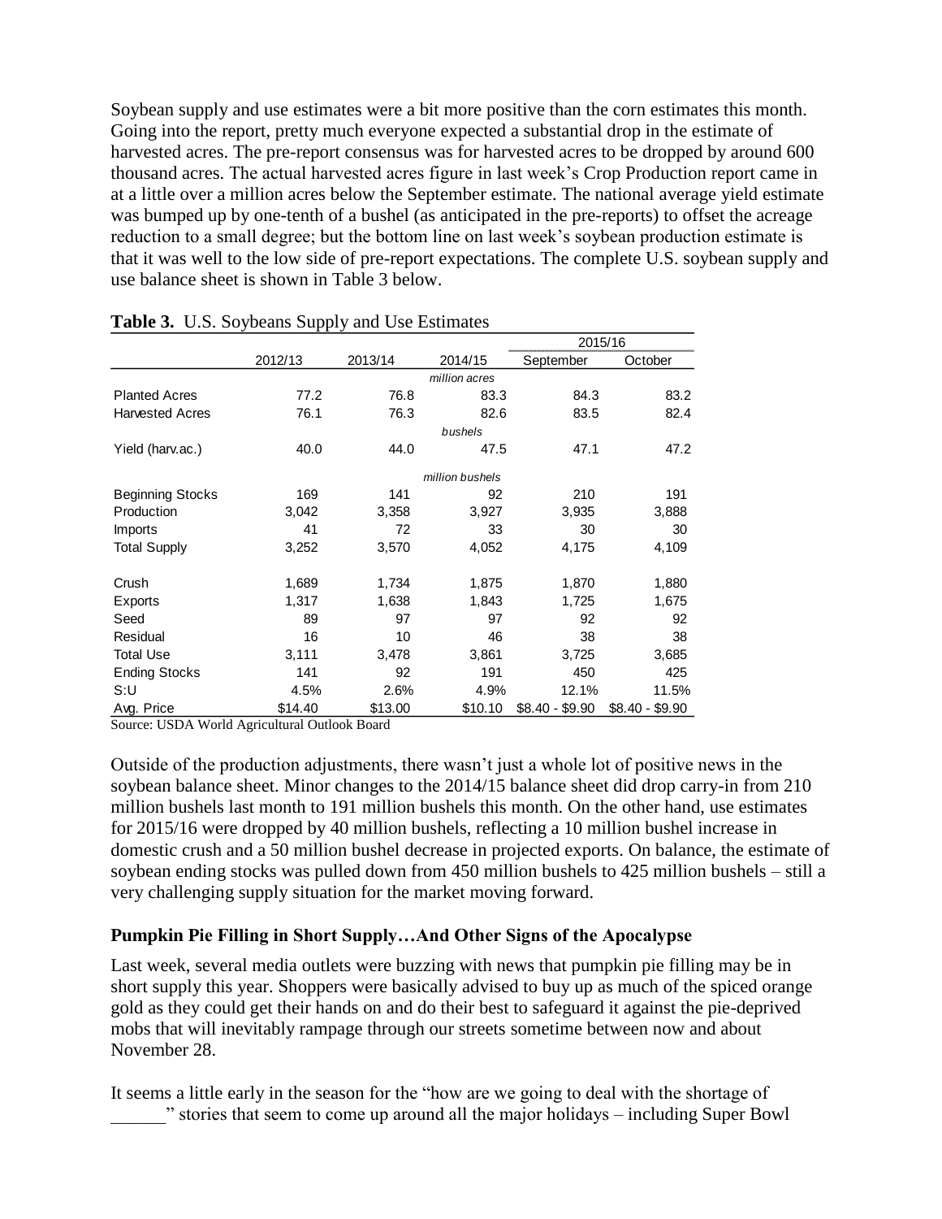Soybean supply and use estimates were a bit more positive than the corn estimates this month. Going into the report, pretty much everyone expected a substantial drop in the estimate of harvested acres. The pre-report consensus was for harvested acres to be dropped by around 600 thousand acres. The actual harvested acres figure in last week's Crop Production report came in at a little over a million acres below the September estimate. The national average yield estimate was bumped up by one-tenth of a bushel (as anticipated in the pre-reports) to offset the acreage reduction to a small degree; but the bottom line on last week's soybean production estimate is that it was well to the low side of pre-report expectations. The complete U.S. soybean supply and use balance sheet is shown in Table 3 below.

**Table 3.** U.S. Soybeans Supply and Use Estimates

| | | | | 2015/16 | |
|---|---|---|---|---|---|
| | 2012/13 | 2013/14 | 2014/15 | September | October |
| | | | *million acres* | | |
| Planted Acres | 77.2 | 76.8 | 83.3 | 84.3 | 83.2 |
| Harvested Acres | 76.1 | 76.3 | 82.6 | 83.5 | 82.4 |
| | | | *bushels* | | |
| Yield (harv.ac.) | 40.0 | 44.0 | 47.5 | 47.1 | 47.2 |
| | | | *million bushels* | | |
| Beginning Stocks | 169 | 141 | 92 | 210 | 191 |
| Production | 3,042 | 3,358 | 3,927 | 3,935 | 3,888 |
| Imports | 41 | 72 | 33 | 30 | 30 |
| Total Supply | 3,252 | 3,570 | 4,052 | 4,175 | 4,109 |
| Crush | 1,689 | 1,734 | 1,875 | 1,870 | 1,880 |
| Exports | 1,317 | 1,638 | 1,843 | 1,725 | 1,675 |
| Seed | 89 | 97 | 97 | 92 | 92 |
| Residual | 16 | 10 | 46 | 38 | 38 |
| Total Use | 3,111 | 3,478 | 3,861 | 3,725 | 3,685 |
| Ending Stocks | 141 | 92 | 191 | 450 | 425 |
| S:U | 4.5% | 2.6% | 4.9% | 12.1% | 11.5% |
| Avg. Price | $14.40 | $13.00 | $10.10 | $8.40 - $9.90 | $8.40 - $9.90 |

Source: USDA World Agricultural Outlook Board

Outside of the production adjustments, there wasn't just a whole lot of positive news in the soybean balance sheet. Minor changes to the 2014/15 balance sheet did drop carry-in from 210 million bushels last month to 191 million bushels this month. On the other hand, use estimates for 2015/16 were dropped by 40 million bushels, reflecting a 10 million bushel increase in domestic crush and a 50 million bushel decrease in projected exports. On balance, the estimate of soybean ending stocks was pulled down from 450 million bushels to 425 million bushels – still a very challenging supply situation for the market moving forward.

### Pumpkin Pie Filling in Short Supply…And Other Signs of the Apocalypse

Last week, several media outlets were buzzing with news that pumpkin pie filling may be in short supply this year. Shoppers were basically advised to buy up as much of the spiced orange gold as they could get their hands on and do their best to safeguard it against the pie-deprived mobs that will inevitably rampage through our streets sometime between now and about November 28.

It seems a little early in the season for the "how are we going to deal with the shortage of ______" stories that seem to come up around all the major holidays – including Super Bowl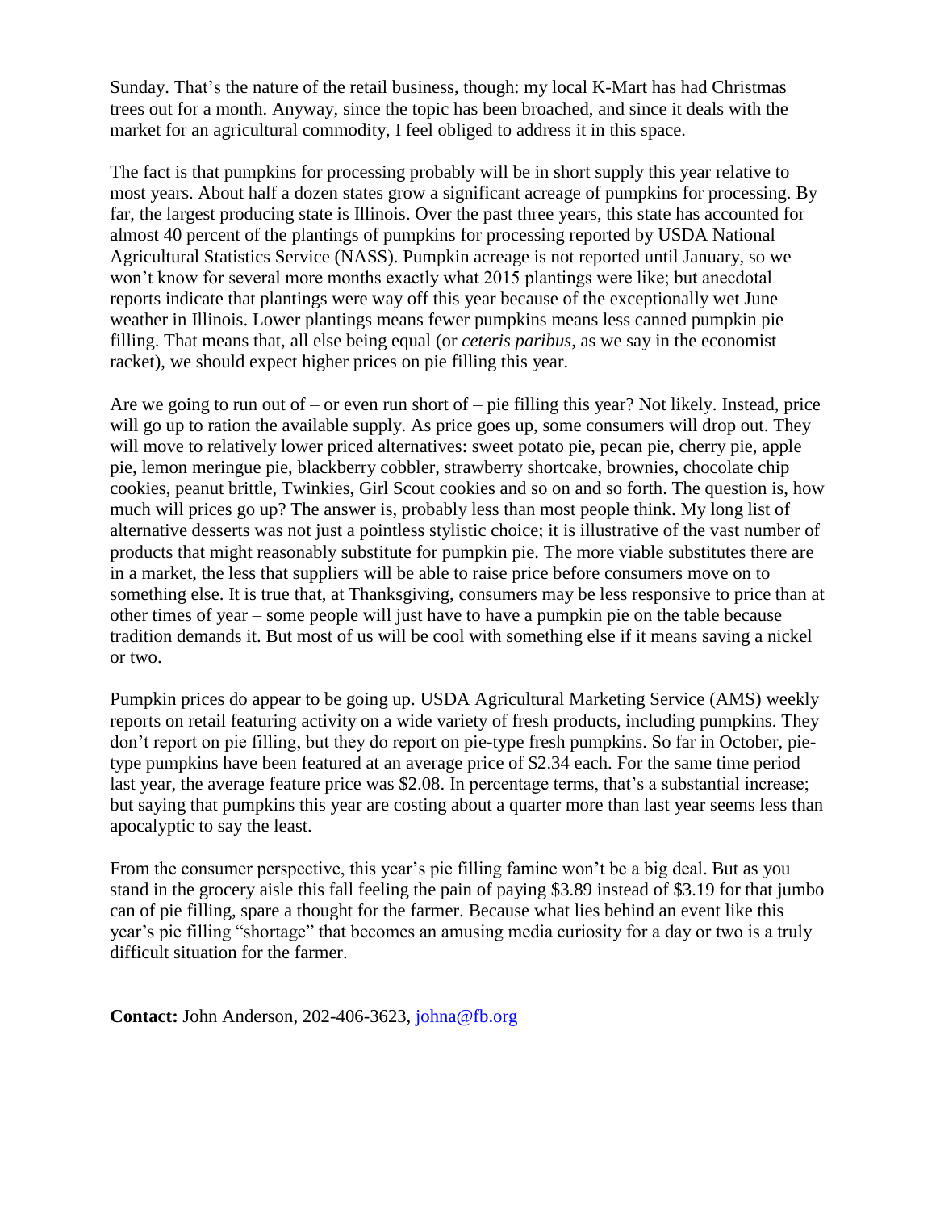Sunday. That's the nature of the retail business, though: my local K-Mart has had Christmas trees out for a month. Anyway, since the topic has been broached, and since it deals with the market for an agricultural commodity, I feel obliged to address it in this space.

The fact is that pumpkins for processing probably will be in short supply this year relative to most years. About half a dozen states grow a significant acreage of pumpkins for processing. By far, the largest producing state is Illinois. Over the past three years, this state has accounted for almost 40 percent of the plantings of pumpkins for processing reported by USDA National Agricultural Statistics Service (NASS). Pumpkin acreage is not reported until January, so we won't know for several more months exactly what 2015 plantings were like; but anecdotal reports indicate that plantings were way off this year because of the exceptionally wet June weather in Illinois. Lower plantings means fewer pumpkins means less canned pumpkin pie filling. That means that, all else being equal (or *ceteris paribus*, as we say in the economist racket), we should expect higher prices on pie filling this year.

Are we going to run out of – or even run short of – pie filling this year? Not likely. Instead, price will go up to ration the available supply. As price goes up, some consumers will drop out. They will move to relatively lower priced alternatives: sweet potato pie, pecan pie, cherry pie, apple pie, lemon meringue pie, blackberry cobbler, strawberry shortcake, brownies, chocolate chip cookies, peanut brittle, Twinkies, Girl Scout cookies and so on and so forth. The question is, how much will prices go up? The answer is, probably less than most people think. My long list of alternative desserts was not just a pointless stylistic choice; it is illustrative of the vast number of products that might reasonably substitute for pumpkin pie. The more viable substitutes there are in a market, the less that suppliers will be able to raise price before consumers move on to something else. It is true that, at Thanksgiving, consumers may be less responsive to price than at other times of year – some people will just have to have a pumpkin pie on the table because tradition demands it. But most of us will be cool with something else if it means saving a nickel or two.

Pumpkin prices do appear to be going up. USDA Agricultural Marketing Service (AMS) weekly reports on retail featuring activity on a wide variety of fresh products, including pumpkins. They don't report on pie filling, but they do report on pie-type fresh pumpkins. So far in October, pie-type pumpkins have been featured at an average price of $2.34 each. For the same time period last year, the average feature price was $2.08. In percentage terms, that's a substantial increase; but saying that pumpkins this year are costing about a quarter more than last year seems less than apocalyptic to say the least.

From the consumer perspective, this year's pie filling famine won't be a big deal. But as you stand in the grocery aisle this fall feeling the pain of paying $3.89 instead of $3.19 for that jumbo can of pie filling, spare a thought for the farmer. Because what lies behind an event like this year's pie filling "shortage" that becomes an amusing media curiosity for a day or two is a truly difficult situation for the farmer.

**Contact:** John Anderson, 202-406-3623, [johna@fb.org](mailto:johna@fb.org)